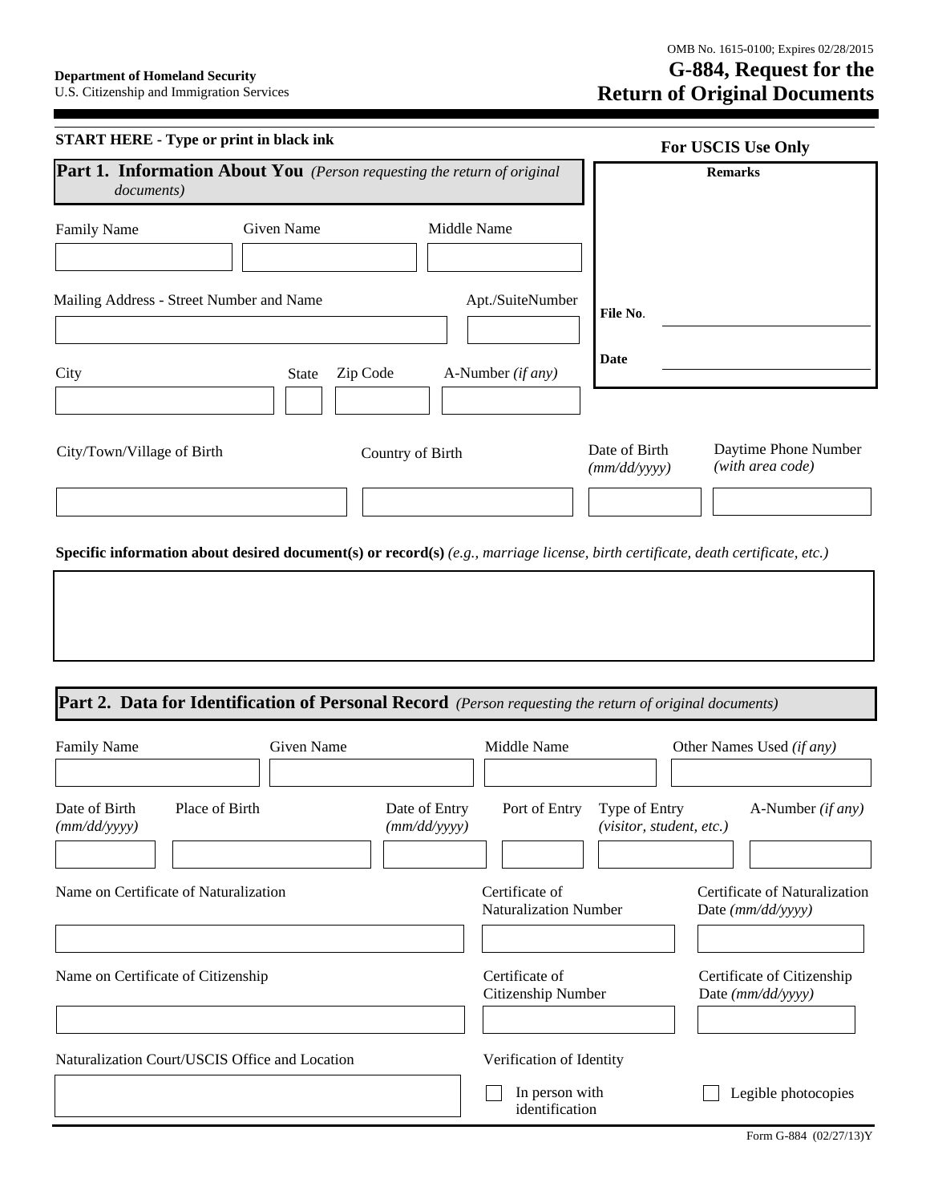Department of Homeland Security
U.S. Citizenship and Immigration Services

OMB No. 1615-0100; Expires 02/28/2015

# G-884, Request for the Return of Original Documents

**START HERE - Type or print in black ink**

**For USCIS Use Only**

| Remarks |
| --- |
| |
| **File No.** |
| **Date** |

## Part 1. Information About You *(Person requesting the return of original documents)*

| Family Name | Given Name | Middle Name |
| --- | --- | --- |
| | | |

| Mailing Address - Street Number and Name | Apt./SuiteNumber |
| --- | --- |
| | |

| City | State | Zip Code | A-Number *(if any)* |
| --- | --- | --- | --- |
| | | | |

| City/Town/Village of Birth | Country of Birth | Date of Birth *(mm/dd/yyyy)* | Daytime Phone Number *(with area code)* |
| --- | --- | --- | --- |
| | | | |

**Specific information about desired document(s) or record(s)** *(e.g., marriage license, birth certificate, death certificate, etc.)*

## Part 2. Data for Identification of Personal Record *(Person requesting the return of original documents)*

| Family Name | Given Name | Middle Name | Other Names Used *(if any)* |
| --- | --- | --- | --- |
| | | | |

| Date of Birth *(mm/dd/yyyy)* | Place of Birth | Date of Entry *(mm/dd/yyyy)* | Port of Entry | Type of Entry *(visitor, student, etc.)* | A-Number *(if any)* |
| --- | --- | --- | --- | --- | --- |
| | | | | | |

| Name on Certificate of Naturalization | Certificate of Naturalization Number | Certificate of Naturalization Date *(mm/dd/yyyy)* |
| --- | --- | --- |
| | | |

| Name on Certificate of Citizenship | Certificate of Citizenship Number | Certificate of Citizenship Date *(mm/dd/yyyy)* |
| --- | --- | --- |
| | | |

| Naturalization Court/USCIS Office and Location | Verification of Identity |
| --- | --- |
| | ☐ In person with identification ☐ Legible photocopies |

Form G-884 (02/27/13)Y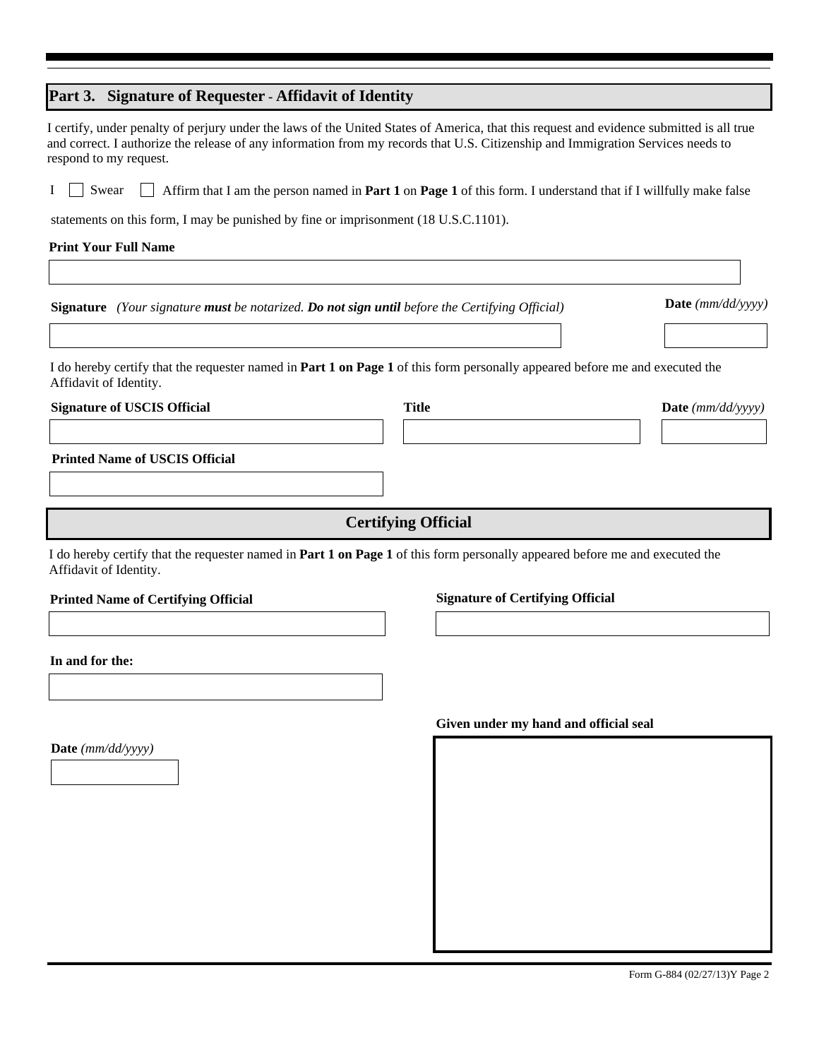## Part 3. Signature of Requester - Affidavit of Identity

I certify, under penalty of perjury under the laws of the United States of America, that this request and evidence submitted is all true and correct. I authorize the release of any information from my records that U.S. Citizenship and Immigration Services needs to respond to my request.

I ☐ Swear ☐ Affirm that I am the person named in **Part 1** on **Page 1** of this form. I understand that if I willfully make false statements on this form, I may be punished by fine or imprisonment (18 U.S.C.1101).

**Print Your Full Name**

**Signature** *(Your signature **must** be notarized. **Do not sign until** before the Certifying Official)*

**Date** *(mm/dd/yyyy)*

I do hereby certify that the requester named in **Part 1 on Page 1** of this form personally appeared before me and executed the Affidavit of Identity.

**Signature of USCIS Official**

**Title**

**Date** *(mm/dd/yyyy)*

**Printed Name of USCIS Official**

## Certifying Official

I do hereby certify that the requester named in **Part 1 on Page 1** of this form personally appeared before me and executed the Affidavit of Identity.

**Printed Name of Certifying Official**

**Signature of Certifying Official**

**In and for the:**

**Given under my hand and official seal**

**Date** *(mm/dd/yyyy)*

Form G-884 (02/27/13)Y Page 2